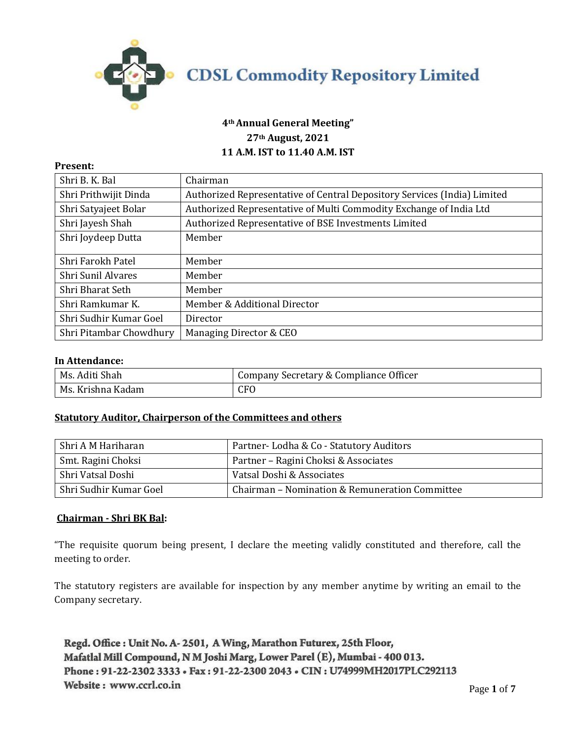# CDSL Commodity Repository Limited

**4th Annual General Meeting"**
**27th August, 2021**
**11 A.M. IST to 11.40 A.M. IST**

**Present:**

| | |
|---|---|
| Shri B. K. Bal | Chairman |
| Shri Prithwijit Dinda | Authorized Representative of Central Depository Services (India) Limited |
| Shri Satyajeet Bolar | Authorized Representative of Multi Commodity Exchange of India Ltd |
| Shri Jayesh Shah | Authorized Representative of BSE Investments Limited |
| Shri Joydeep Dutta | Member |
| Shri Farokh Patel | Member |
| Shri Sunil Alvares | Member |
| Shri Bharat Seth | Member |
| Shri Ramkumar K. | Member & Additional Director |
| Shri Sudhir Kumar Goel | Director |
| Shri Pitambar Chowdhury | Managing Director & CEO |

**In Attendance:**

| | |
|---|---|
| Ms. Aditi Shah | Company Secretary & Compliance Officer |
| Ms. Krishna Kadam | CFO |

**Statutory Auditor, Chairperson of the Committees and others**

| | |
|---|---|
| Shri A M Hariharan | Partner- Lodha & Co - Statutory Auditors |
| Smt. Ragini Choksi | Partner – Ragini Choksi & Associates |
| Shri Vatsal Doshi | Vatsal Doshi & Associates |
| Shri Sudhir Kumar Goel | Chairman – Nomination & Remuneration Committee |

**Chairman - Shri BK Bal:**

"The requisite quorum being present, I declare the meeting validly constituted and therefore, call the meeting to order.

The statutory registers are available for inspection by any member anytime by writing an email to the Company secretary.

Regd. Office : Unit No. A- 2501, A Wing, Marathon Futurex, 25th Floor,
Mafatlal Mill Compound, N M Joshi Marg, Lower Parel (E), Mumbai - 400 013.
Phone : 91-22-2302 3333 • Fax : 91-22-2300 2043 • CIN : U74999MH2017PLC292113
Website : www.ccrl.co.in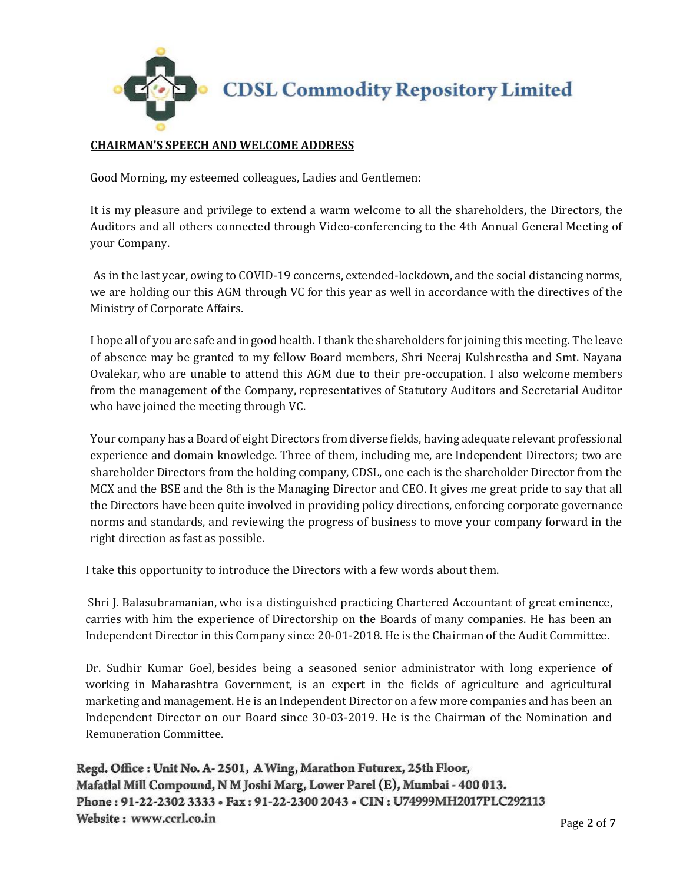**CHAIRMAN'S SPEECH AND WELCOME ADDRESS**

Good Morning, my esteemed colleagues, Ladies and Gentlemen:

It is my pleasure and privilege to extend a warm welcome to all the shareholders, the Directors, the Auditors and all others connected through Video-conferencing to the 4th Annual General Meeting of your Company.

As in the last year, owing to COVID-19 concerns, extended-lockdown, and the social distancing norms, we are holding our this AGM through VC for this year as well in accordance with the directives of the Ministry of Corporate Affairs.

I hope all of you are safe and in good health. I thank the shareholders for joining this meeting. The leave of absence may be granted to my fellow Board members, Shri Neeraj Kulshrestha and Smt. Nayana Ovalekar, who are unable to attend this AGM due to their pre-occupation. I also welcome members from the management of the Company, representatives of Statutory Auditors and Secretarial Auditor who have joined the meeting through VC.

Your company has a Board of eight Directors from diverse fields, having adequate relevant professional experience and domain knowledge. Three of them, including me, are Independent Directors; two are shareholder Directors from the holding company, CDSL, one each is the shareholder Director from the MCX and the BSE and the 8th is the Managing Director and CEO. It gives me great pride to say that all the Directors have been quite involved in providing policy directions, enforcing corporate governance norms and standards, and reviewing the progress of business to move your company forward in the right direction as fast as possible.

I take this opportunity to introduce the Directors with a few words about them.

Shri J. Balasubramanian, who is a distinguished practicing Chartered Accountant of great eminence, carries with him the experience of Directorship on the Boards of many companies. He has been an Independent Director in this Company since 20-01-2018. He is the Chairman of the Audit Committee.

Dr. Sudhir Kumar Goel, besides being a seasoned senior administrator with long experience of working in Maharashtra Government, is an expert in the fields of agriculture and agricultural marketing and management. He is an Independent Director on a few more companies and has been an Independent Director on our Board since 30-03-2019. He is the Chairman of the Nomination and Remuneration Committee.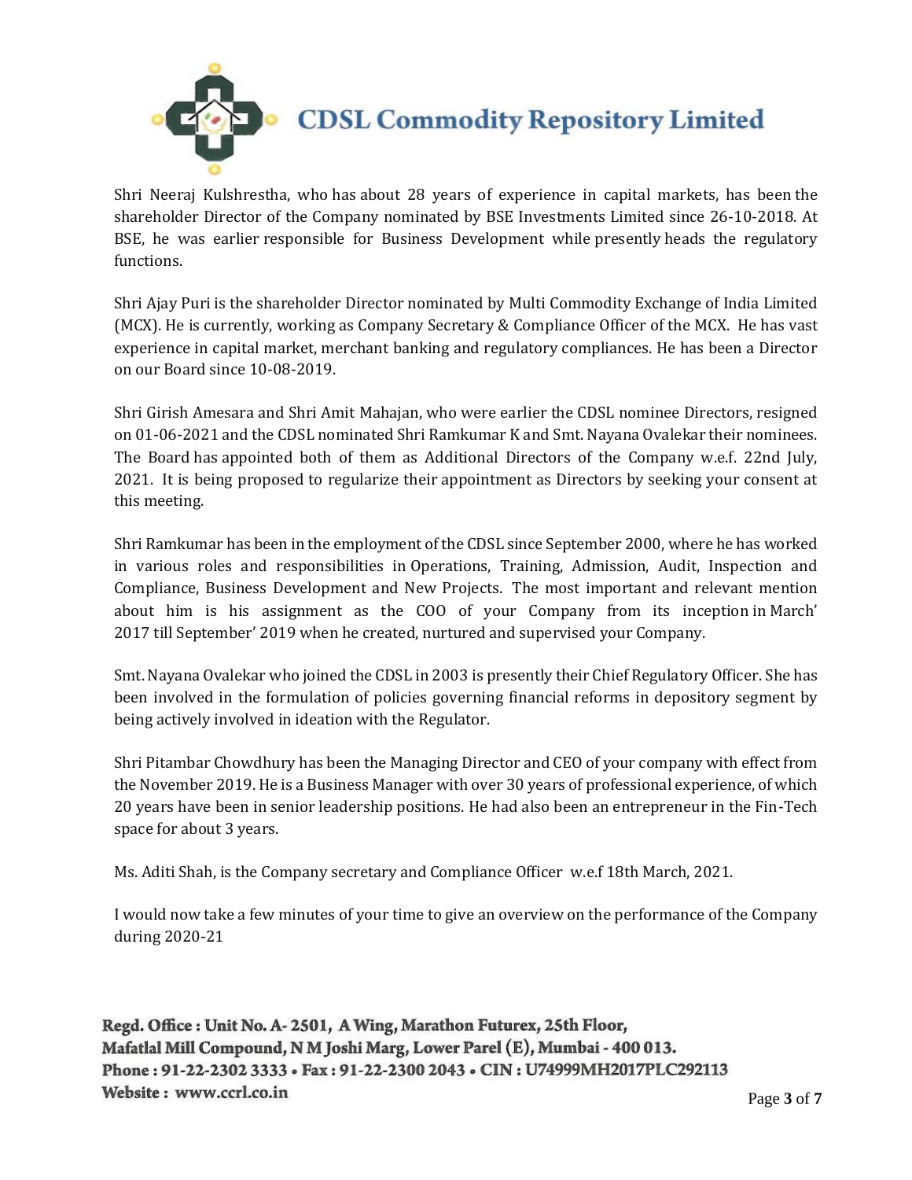Shri Neeraj Kulshrestha, who has about 28 years of experience in capital markets, has been the shareholder Director of the Company nominated by BSE Investments Limited since 26-10-2018. At BSE, he was earlier responsible for Business Development while presently heads the regulatory functions.

Shri Ajay Puri is the shareholder Director nominated by Multi Commodity Exchange of India Limited (MCX). He is currently, working as Company Secretary & Compliance Officer of the MCX. He has vast experience in capital market, merchant banking and regulatory compliances. He has been a Director on our Board since 10-08-2019.

Shri Girish Amesara and Shri Amit Mahajan, who were earlier the CDSL nominee Directors, resigned on 01-06-2021 and the CDSL nominated Shri Ramkumar K and Smt. Nayana Ovalekar their nominees. The Board has appointed both of them as Additional Directors of the Company w.e.f. 22nd July, 2021. It is being proposed to regularize their appointment as Directors by seeking your consent at this meeting.

Shri Ramkumar has been in the employment of the CDSL since September 2000, where he has worked in various roles and responsibilities in Operations, Training, Admission, Audit, Inspection and Compliance, Business Development and New Projects. The most important and relevant mention about him is his assignment as the COO of your Company from its inception in March' 2017 till September' 2019 when he created, nurtured and supervised your Company.

Smt. Nayana Ovalekar who joined the CDSL in 2003 is presently their Chief Regulatory Officer. She has been involved in the formulation of policies governing financial reforms in depository segment by being actively involved in ideation with the Regulator.

Shri Pitambar Chowdhury has been the Managing Director and CEO of your company with effect from the November 2019. He is a Business Manager with over 30 years of professional experience, of which 20 years have been in senior leadership positions. He had also been an entrepreneur in the Fin-Tech space for about 3 years.

Ms. Aditi Shah, is the Company secretary and Compliance Officer w.e.f 18th March, 2021.

I would now take a few minutes of your time to give an overview on the performance of the Company during 2020-21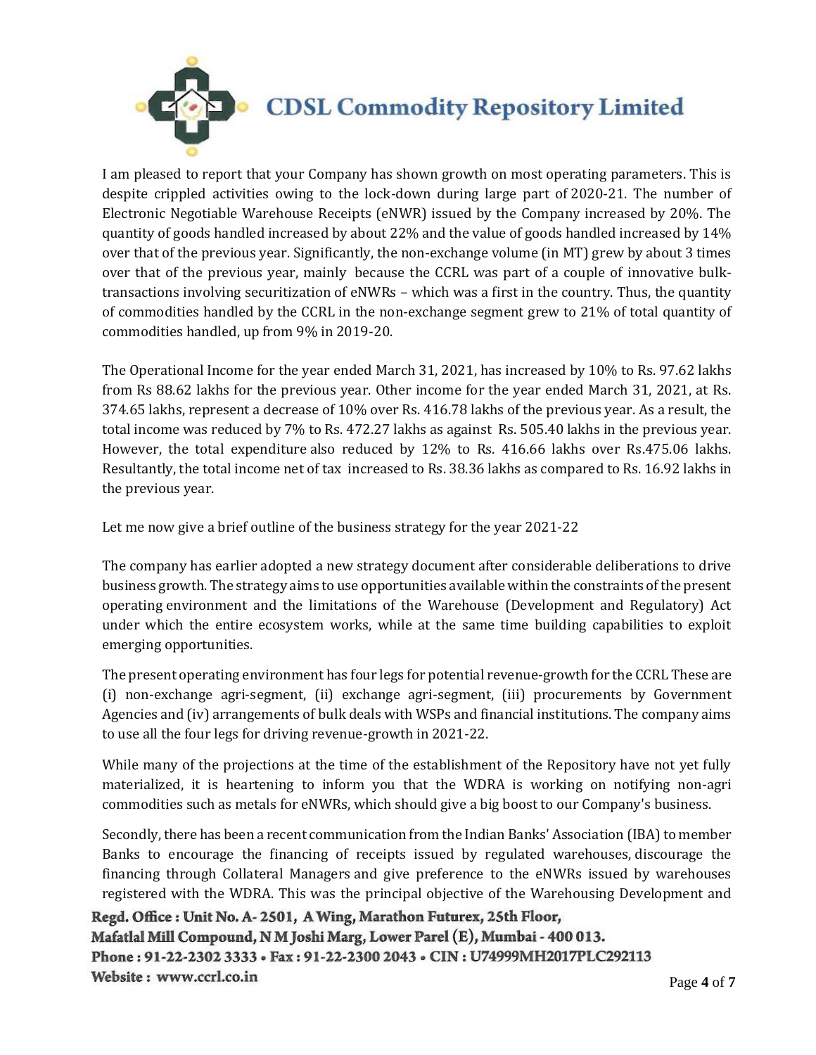I am pleased to report that your Company has shown growth on most operating parameters. This is despite crippled activities owing to the lock-down during large part of 2020-21. The number of Electronic Negotiable Warehouse Receipts (eNWR) issued by the Company increased by 20%. The quantity of goods handled increased by about 22% and the value of goods handled increased by 14% over that of the previous year. Significantly, the non-exchange volume (in MT) grew by about 3 times over that of the previous year, mainly because the CCRL was part of a couple of innovative bulk-transactions involving securitization of eNWRs – which was a first in the country. Thus, the quantity of commodities handled by the CCRL in the non-exchange segment grew to 21% of total quantity of commodities handled, up from 9% in 2019-20.

The Operational Income for the year ended March 31, 2021, has increased by 10% to Rs. 97.62 lakhs from Rs 88.62 lakhs for the previous year. Other income for the year ended March 31, 2021, at Rs. 374.65 lakhs, represent a decrease of 10% over Rs. 416.78 lakhs of the previous year. As a result, the total income was reduced by 7% to Rs. 472.27 lakhs as against Rs. 505.40 lakhs in the previous year. However, the total expenditure also reduced by 12% to Rs. 416.66 lakhs over Rs.475.06 lakhs. Resultantly, the total income net of tax increased to Rs. 38.36 lakhs as compared to Rs. 16.92 lakhs in the previous year.

Let me now give a brief outline of the business strategy for the year 2021-22

The company has earlier adopted a new strategy document after considerable deliberations to drive business growth. The strategy aims to use opportunities available within the constraints of the present operating environment and the limitations of the Warehouse (Development and Regulatory) Act under which the entire ecosystem works, while at the same time building capabilities to exploit emerging opportunities.

The present operating environment has four legs for potential revenue-growth for the CCRL These are (i) non-exchange agri-segment, (ii) exchange agri-segment, (iii) procurements by Government Agencies and (iv) arrangements of bulk deals with WSPs and financial institutions. The company aims to use all the four legs for driving revenue-growth in 2021-22.

While many of the projections at the time of the establishment of the Repository have not yet fully materialized, it is heartening to inform you that the WDRA is working on notifying non-agri commodities such as metals for eNWRs, which should give a big boost to our Company's business.

Secondly, there has been a recent communication from the Indian Banks' Association (IBA) to member Banks to encourage the financing of receipts issued by regulated warehouses, discourage the financing through Collateral Managers and give preference to the eNWRs issued by warehouses registered with the WDRA. This was the principal objective of the Warehousing Development and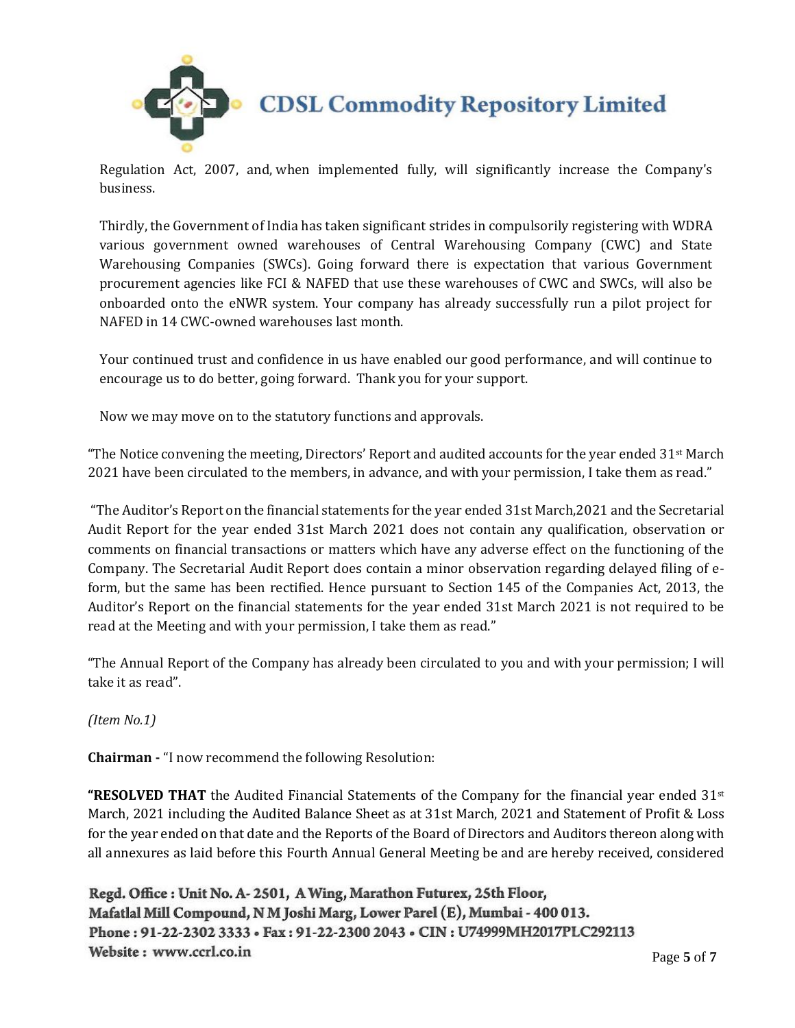Regulation Act, 2007, and, when implemented fully, will significantly increase the Company's business.

Thirdly, the Government of India has taken significant strides in compulsorily registering with WDRA various government owned warehouses of Central Warehousing Company (CWC) and State Warehousing Companies (SWCs). Going forward there is expectation that various Government procurement agencies like FCI & NAFED that use these warehouses of CWC and SWCs, will also be onboarded onto the eNWR system. Your company has already successfully run a pilot project for NAFED in 14 CWC-owned warehouses last month.

Your continued trust and confidence in us have enabled our good performance, and will continue to encourage us to do better, going forward. Thank you for your support.

Now we may move on to the statutory functions and approvals.

"The Notice convening the meeting, Directors' Report and audited accounts for the year ended 31st March 2021 have been circulated to the members, in advance, and with your permission, I take them as read."

"The Auditor's Report on the financial statements for the year ended 31st March,2021 and the Secretarial Audit Report for the year ended 31st March 2021 does not contain any qualification, observation or comments on financial transactions or matters which have any adverse effect on the functioning of the Company. The Secretarial Audit Report does contain a minor observation regarding delayed filing of e-form, but the same has been rectified. Hence pursuant to Section 145 of the Companies Act, 2013, the Auditor's Report on the financial statements for the year ended 31st March 2021 is not required to be read at the Meeting and with your permission, I take them as read."

"The Annual Report of the Company has already been circulated to you and with your permission; I will take it as read".

*(Item No.1)*

**Chairman -** "I now recommend the following Resolution:

**"RESOLVED THAT** the Audited Financial Statements of the Company for the financial year ended 31st March, 2021 including the Audited Balance Sheet as at 31st March, 2021 and Statement of Profit & Loss for the year ended on that date and the Reports of the Board of Directors and Auditors thereon along with all annexures as laid before this Fourth Annual General Meeting be and are hereby received, considered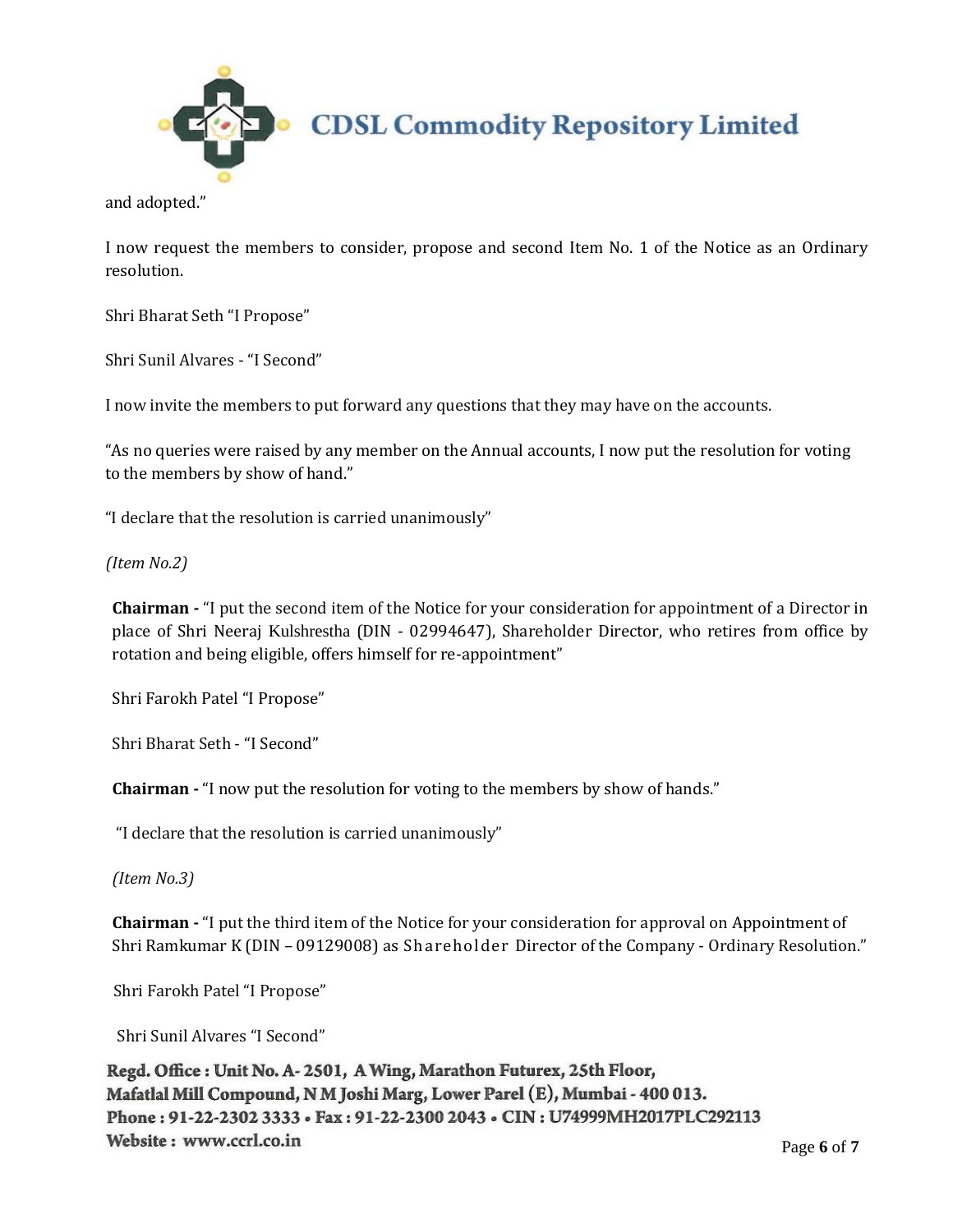and adopted."

I now request the members to consider, propose and second Item No. 1 of the Notice as an Ordinary resolution.

Shri Bharat Seth "I Propose"

Shri Sunil Alvares - "I Second"

I now invite the members to put forward any questions that they may have on the accounts.

"As no queries were raised by any member on the Annual accounts, I now put the resolution for voting to the members by show of hand."

"I declare that the resolution is carried unanimously"

*(Item No.2)*

**Chairman -** "I put the second item of the Notice for your consideration for appointment of a Director in place of Shri Neeraj Kulshrestha (DIN - 02994647), Shareholder Director, who retires from office by rotation and being eligible, offers himself for re-appointment"

Shri Farokh Patel "I Propose"

Shri Bharat Seth - "I Second"

**Chairman -** "I now put the resolution for voting to the members by show of hands."

"I declare that the resolution is carried unanimously"

*(Item No.3)*

**Chairman -** "I put the third item of the Notice for your consideration for approval on Appointment of Shri Ramkumar K (DIN – 09129008) as Shareholder Director of the Company - Ordinary Resolution."

Shri Farokh Patel "I Propose"

Shri Sunil Alvares "I Second"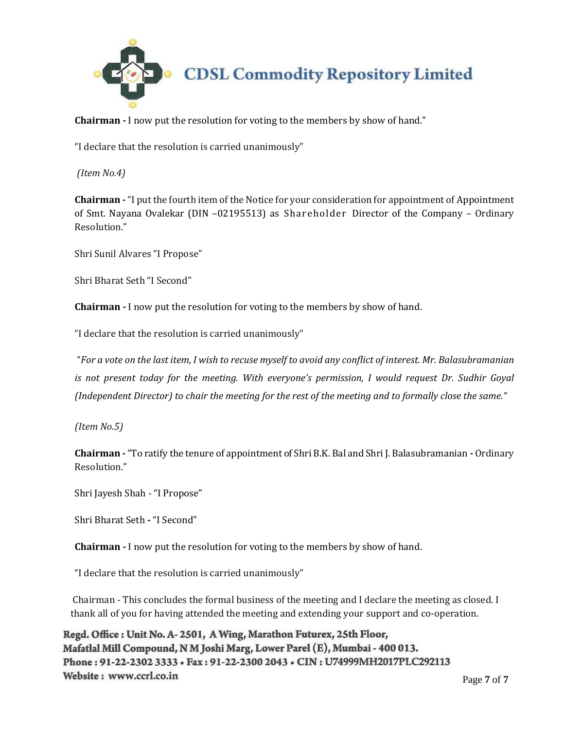**Chairman -** I now put the resolution for voting to the members by show of hand."

"I declare that the resolution is carried unanimously"

*(Item No.4)*

**Chairman -** "I put the fourth item of the Notice for your consideration for appointment of Appointment of Smt. Nayana Ovalekar (DIN –02195513) as Shareholder Director of the Company – Ordinary Resolution."

Shri Sunil Alvares "I Propose"

Shri Bharat Seth "I Second"

**Chairman -** I now put the resolution for voting to the members by show of hand.

"I declare that the resolution is carried unanimously"

*"For a vote on the last item, I wish to recuse myself to avoid any conflict of interest. Mr. Balasubramanian is not present today for the meeting. With everyone's permission, I would request Dr. Sudhir Goyal (Independent Director) to chair the meeting for the rest of the meeting and to formally close the same."*

*(Item No.5)*

**Chairman -** "To ratify the tenure of appointment of Shri B.K. Bal and Shri J. Balasubramanian **-** Ordinary Resolution."

Shri Jayesh Shah - "I Propose"

Shri Bharat Seth **-** "I Second"

**Chairman -** I now put the resolution for voting to the members by show of hand.

"I declare that the resolution is carried unanimously"

Chairman - This concludes the formal business of the meeting and I declare the meeting as closed. I thank all of you for having attended the meeting and extending your support and co-operation.